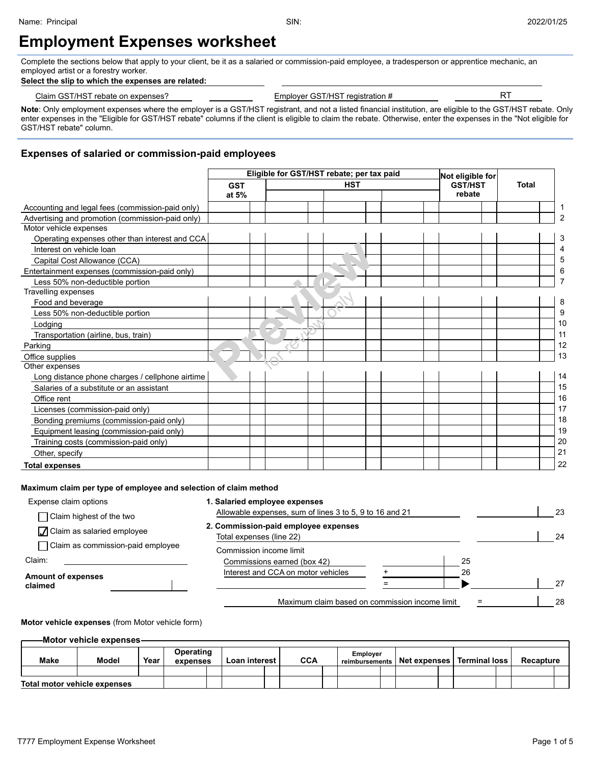Name: Principal SIN: 2022/01/25

# Employment Expenses worksheet

Complete the sections below that apply to your client, be it as a salaried or commission-paid employee, a tradesperson or apprentice mechanic, an employed artist or a forestry worker.

**Select the slip to which the expenses are related:**

Claim GST/HST rebate on expenses? Employer GST/HST registration # RT

**Note**: Only employment expenses where the employer is a GST/HST registrant, and not a listed financial institution, are eligible to the GST/HST rebate. Only enter expenses in the "Eligible for GST/HST rebate" columns if the client is eligible to claim the rebate. Otherwise, enter the expenses in the "Not eligible for GST/HST rebate" column.

## Expenses of salaried or commission-paid employees

| | Eligible for GST/HST rebate; per tax paid | | | | Not eligible for GST/HST rebate | Total | |
|---|---|---|---|---|---|---|---|
| | GST at 5% | HST | | | | | |
| Accounting and legal fees (commission-paid only) | | | | | | | 1 |
| Advertising and promotion (commission-paid only) | | | | | | | 2 |
| Motor vehicle expenses | | | | | | | |
| Operating expenses other than interest and CCA | | | | | | | 3 |
| Interest on vehicle loan | | | | | | | 4 |
| Capital Cost Allowance (CCA) | | | | | | | 5 |
| Entertainment expenses (commission-paid only) | | | | | | | 6 |
| Less 50% non-deductible portion | | | | | | | 7 |
| Travelling expenses | | | | | | | |
| Food and beverage | | | | | | | 8 |
| Less 50% non-deductible portion | | | | | | | 9 |
| Lodging | | | | | | | 10 |
| Transportation (airline, bus, train) | | | | | | | 11 |
| Parking | | | | | | | 12 |
| Office supplies | | | | | | | 13 |
| Other expenses | | | | | | | |
| Long distance phone charges / cellphone airtime | | | | | | | 14 |
| Salaries of a substitute or an assistant | | | | | | | 15 |
| Office rent | | | | | | | 16 |
| Licenses (commission-paid only) | | | | | | | 17 |
| Bonding premiums (commission-paid only) | | | | | | | 18 |
| Equipment leasing (commission-paid only) | | | | | | | 19 |
| Training costs (commission-paid only) | | | | | | | 20 |
| Other, specify | | | | | | | 21 |
| **Total expenses** | | | | | | | 22 |

**Maximum claim per type of employee and selection of claim method**

Expense claim options

- ☐ Claim highest of the two
- ☑ Claim as salaried employee
- ☐ Claim as commission-paid employee

Claim:

**Amount of expenses claimed**

**1. Salaried employee expenses**

Allowable expenses, sum of lines 3 to 5, 9 to 16 and 21 — 23

**2. Commission-paid employee expenses**

Total expenses (line 22) — 24

Commission income limit

| | | | |
|---|---|---|---|
| Commissions earned (box 42) | | 25 | |
| Interest and CCA on motor vehicles | + | 26 | |
| | = | ▶ | 27 |
| Maximum claim based on commission income limit | = | | 28 |

**Motor vehicle expenses** (from Motor vehicle form)

**Motor vehicle expenses**

| Make | Model | Year | Operating expenses | Loan interest | CCA | Employer reimbursements | Net expenses | Terminal loss | Recapture |
|---|---|---|---|---|---|---|---|---|---|
| | | | | | | | | | |
| **Total motor vehicle expenses** | | | | | | | | | |

T777 Employment Expense Worksheet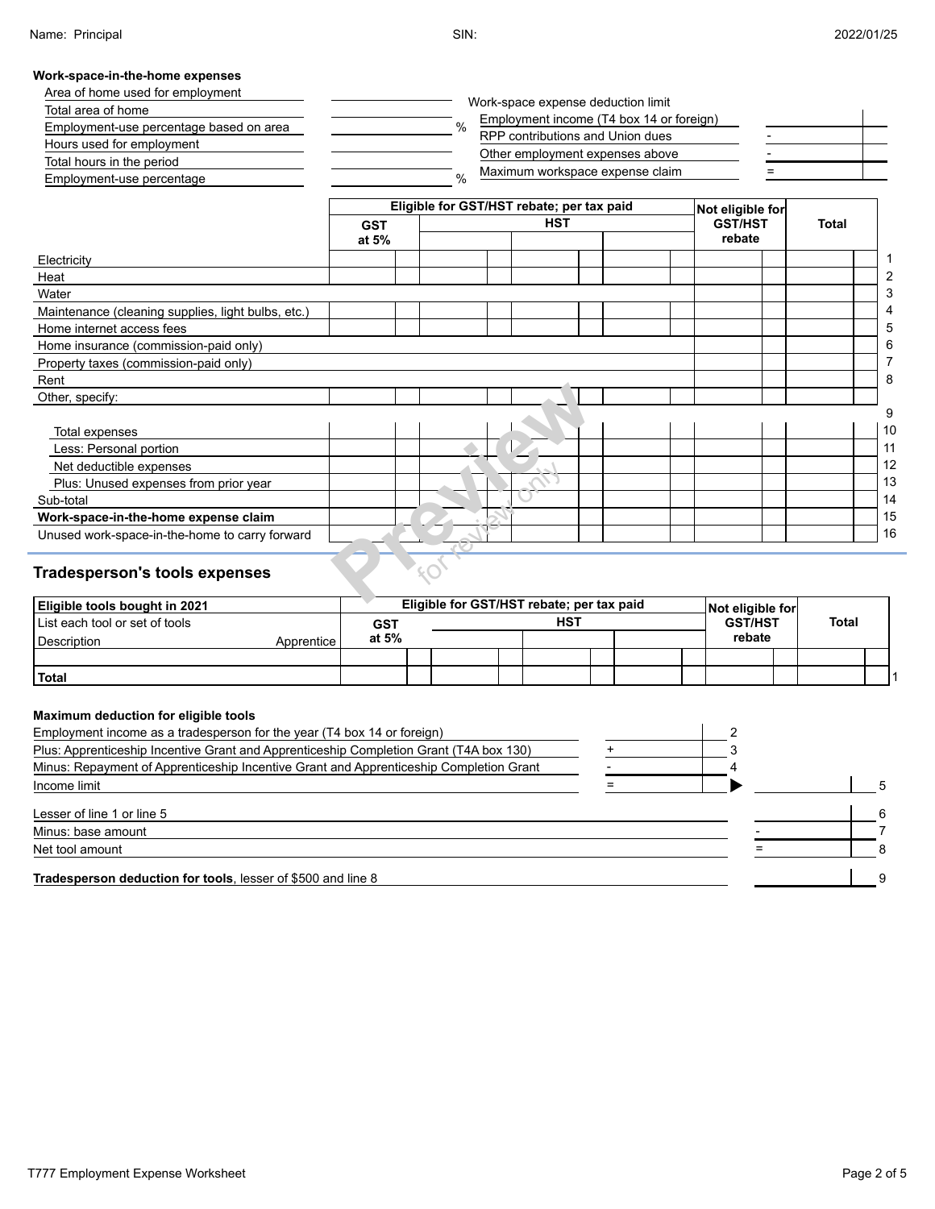Name: Principal SIN: 2022/01/25

**Work-space-in-the-home expenses**

| | | |
|---|---|---|
| Area of home used for employment | | |
| Total area of home | | |
| Employment-use percentage based on area | | % |
| Hours used for employment | | |
| Total hours in the period | | |
| Employment-use percentage | | % |

Work-space expense deduction limit

| | | |
|---|---|---|
| Employment income (T4 box 14 or foreign) | | |
| RPP contributions and Union dues | - | |
| Other employment expenses above | - | |
| Maximum workspace expense claim | = | |

| | Eligible for GST/HST rebate; per tax paid | | | | Not eligible for GST/HST rebate | Total | |
|---|---|---|---|---|---|---|---|
| | GST at 5% | HST | | | | | |
| Electricity | | | | | | | 1 |
| Heat | | | | | | | 2 |
| Water | | | | | | | 3 |
| Maintenance (cleaning supplies, light bulbs, etc.) | | | | | | | 4 |
| Home internet access fees | | | | | | | 5 |
| Home insurance (commission-paid only) | | | | | | | 6 |
| Property taxes (commission-paid only) | | | | | | | 7 |
| Rent | | | | | | | 8 |
| Other, specify: | | | | | | | 9 |
| Total expenses | | | | | | | 10 |
| Less: Personal portion | | | | | | | 11 |
| Net deductible expenses | | | | | | | 12 |
| Plus: Unused expenses from prior year | | | | | | | 13 |
| Sub-total | | | | | | | 14 |
| **Work-space-in-the-home expense claim** | | | | | | | 15 |
| Unused work-space-in-the-home to carry forward | | | | | | | 16 |

## Tradesperson's tools expenses

| **Eligible tools bought in 2021** | | Eligible for GST/HST rebate; per tax paid | | | | Not eligible for GST/HST rebate | Total | |
|---|---|---|---|---|---|---|---|---|
| List each tool or set of tools | | GST at 5% | HST | | | | | |
| Description | Apprentice | | | | | | | |
| | | | | | | | | |
| **Total** | | | | | | | | 1 |

**Maximum deduction for eligible tools**

| | | | | |
|---|---|---|---|---|
| Employment income as a tradesperson for the year (T4 box 14 or foreign) | | 2 | | |
| Plus: Apprenticeship Incentive Grant and Apprenticeship Completion Grant (T4A box 130) | + | 3 | | |
| Minus: Repayment of Apprenticeship Incentive Grant and Apprenticeship Completion Grant | - | 4 | | |
| Income limit | = | ▶ | | 5 |
| Lesser of line 1 or line 5 | | | | 6 |
| Minus: base amount | | | - | 7 |
| Net tool amount | | | = | 8 |
| **Tradesperson deduction for tools**, lesser of $500 and line 8 | | | | 9 |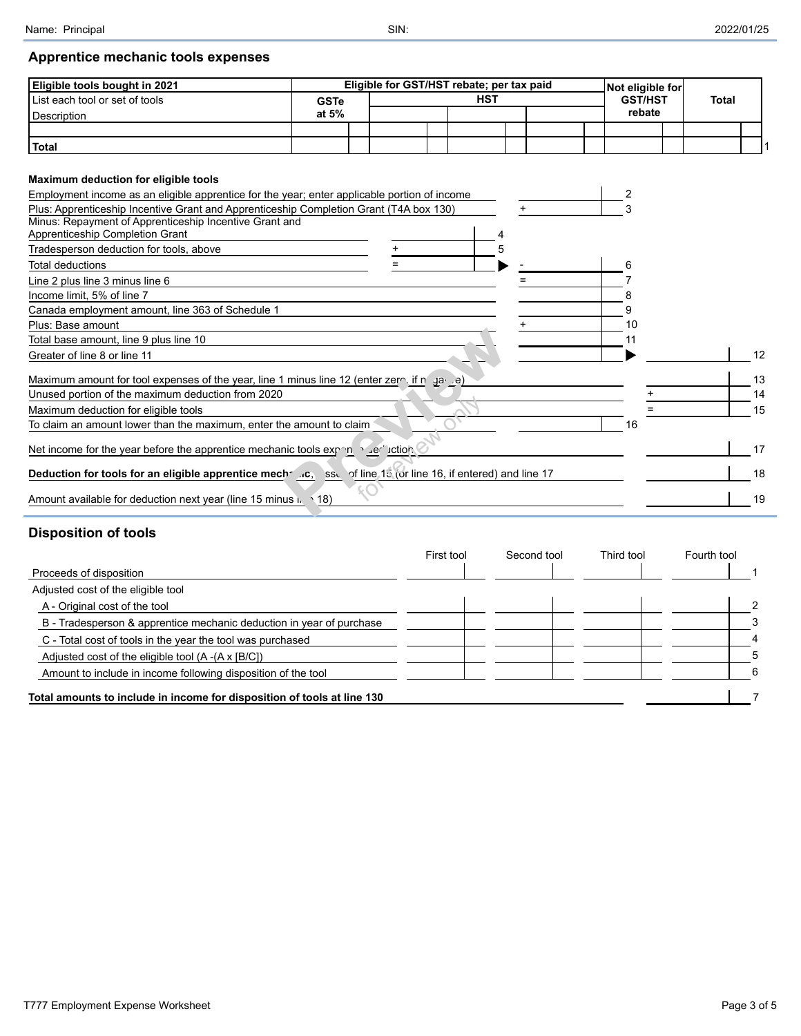Name: Principal　　SIN:　　2022/01/25

## Apprentice mechanic tools expenses

| Eligible tools bought in 2021 | Eligible for GST/HST rebate; per tax paid | | | | | Not eligible for GST/HST rebate | Total | |
|---|---|---|---|---|---|---|---|---|
| List each tool or set of tools<br>Description | GSTe at 5% | HST | | | | | | |
| | | | | | | | | |
| **Total** | | | | | | | | 1 |

**Maximum deduction for eligible tools**

| Description | | | | | Line |
|---|---|---|---|---|---|
| Employment income as an eligible apprentice for the year; enter applicable portion of income | | | | | 2 |
| Plus: Apprenticeship Incentive Grant and Apprenticeship Completion Grant (T4A box 130) | | | + | | 3 |
| Minus: Repayment of Apprenticeship Incentive Grant and Apprenticeship Completion Grant | | 4 | | | |
| Tradesperson deduction for tools, above | + | 5 | | | |
| Total deductions | = | ▶ | - | | 6 |
| Line 2 plus line 3 minus line 6 | | | = | | 7 |
| Income limit, 5% of line 7 | | | | | 8 |
| Canada employment amount, line 363 of Schedule 1 | | | | | 9 |
| Plus: Base amount | | | + | | 10 |
| Total base amount, line 9 plus line 10 | | | | | 11 |
| Greater of line 8 or line 11 | | | | ▶ | 12 |
| Maximum amount for tool expenses of the year, line 1 minus line 12 (enter zero, if negative) | | | | | 13 |
| Unused portion of the maximum deduction from 2020 | | | | + | 14 |
| Maximum deduction for eligible tools | | | | = | 15 |
| To claim an amount lower than the maximum, enter the amount to claim | | | | | 16 |
| Net income for the year before the apprentice mechanic tools expense deduction | | | | | 17 |
| **Deduction for tools for an eligible apprentice mechanic, lesser of line 15 (or line 16, if entered) and line 17** | | | | | 18 |
| Amount available for deduction next year (line 15 minus line 18) | | | | | 19 |

## Disposition of tools

| | First tool | Second tool | Third tool | Fourth tool | |
|---|---|---|---|---|---|
| Proceeds of disposition | | | | | 1 |
| Adjusted cost of the eligible tool | | | | | |
| A - Original cost of the tool | | | | | 2 |
| B - Tradesperson & apprentice mechanic deduction in year of purchase | | | | | 3 |
| C - Total cost of tools in the year the tool was purchased | | | | | 4 |
| Adjusted cost of the eligible tool (A -(A x [B/C])) | | | | | 5 |
| Amount to include in income following disposition of the tool | | | | | 6 |
| **Total amounts to include in income for disposition of tools at line 130** | | | | | 7 |

T777 Employment Expense Worksheet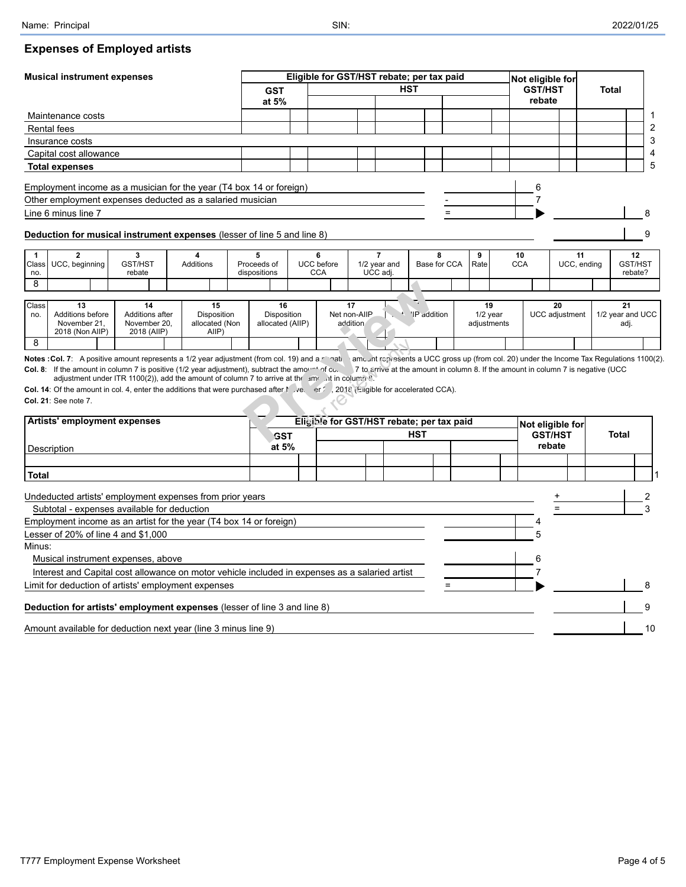Name: Principal SIN: 2022/01/25

## Expenses of Employed artists

| Musical instrument expenses | Eligible for GST/HST rebate; per tax paid | | | | Not eligible for GST/HST rebate | Total | |
|---|---|---|---|---|---|---|---|
| | GST at 5% | HST | | | | | |
| Maintenance costs | | | | | | | 1 |
| Rental fees | | | | | | | 2 |
| Insurance costs | | | | | | | 3 |
| Capital cost allowance | | | | | | | 4 |
| **Total expenses** | | | | | | | 5 |

| | | | | |
|---|---|---|---|---|
| Employment income as a musician for the year (T4 box 14 or foreign) | | 6 | | |
| Other employment expenses deducted as a salaried musician | - | 7 | | |
| Line 6 minus line 7 | = | ▶ | | 8 |
| **Deduction for musical instrument expenses** (lesser of line 5 and line 8) | | | | 9 |

| 1 Class no. | 2 UCC, beginning | 3 GST/HST rebate | 4 Additions | 5 Proceeds of dispositions | 6 UCC before CCA | 7 1/2 year and UCC adj. | 8 Base for CCA | 9 Rate | 10 CCA | 11 UCC, ending | 12 GST/HST rebate? |
|---|---|---|---|---|---|---|---|---|---|---|---|
| 8 | | | | | | | | | | | |

| Class no. | 13 Additions before November 21, 2018 (Non AIIP) | 14 Additions after November 20, 2018 (AIIP) | 15 Disposition allocated (Non AIIP) | 16 Disposition allocated (AIIP) | 17 Net non-AIIP addition | 18 Net AIIP addition | 19 1/2 year adjustments | 20 UCC adjustment | 21 1/2 year and UCC adj. |
|---|---|---|---|---|---|---|---|---|---|
| 8 | | | | | | | | | |

**Notes : Col. 7**: A positive amount represents a 1/2 year adjustment (from col. 19) and a negative amount represents a UCC gross up (from col. 20) under the Income Tax Regulations 1100(2).

**Col. 8**: If the amount in column 7 is positive (1/2 year adjustment), subtract the amount of column 7 to arrive at the amount in column 8. If the amount in column 7 is negative (UCC adjustment under ITR 1100(2)), add the amount of column 7 to arrive at the amount in column 8.

**Col. 14**: Of the amount in col. 4, enter the additions that were purchased after November 20, 2018 (Eligible for accelerated CCA).

**Col. 21**: See note 7.

| Artists' employment expenses | Eligible for GST/HST rebate; per tax paid | | | | Not eligible for GST/HST rebate | Total | |
|---|---|---|---|---|---|---|---|
| Description | GST at 5% | HST | | | | | |
| | | | | | | | |
| **Total** | | | | | | | 1 |

| | | | | |
|---|---|---|---|---|
| Undeducted artists' employment expenses from prior years | | | + | 2 |
| Subtotal - expenses available for deduction | | | = | 3 |
| Employment income as an artist for the year (T4 box 14 or foreign) | | 4 | | |
| Lesser of 20% of line 4 and $1,000 | | 5 | | |
| Minus: | | | | |
| Musical instrument expenses, above | | 6 | | |
| Interest and Capital cost allowance on motor vehicle included in expenses as a salaried artist | | 7 | | |
| Limit for deduction of artists' employment expenses | = | ▶ | | 8 |
| **Deduction for artists' employment expenses** (lesser of line 3 and line 8) | | | | 9 |
| Amount available for deduction next year (line 3 minus line 9) | | | | 10 |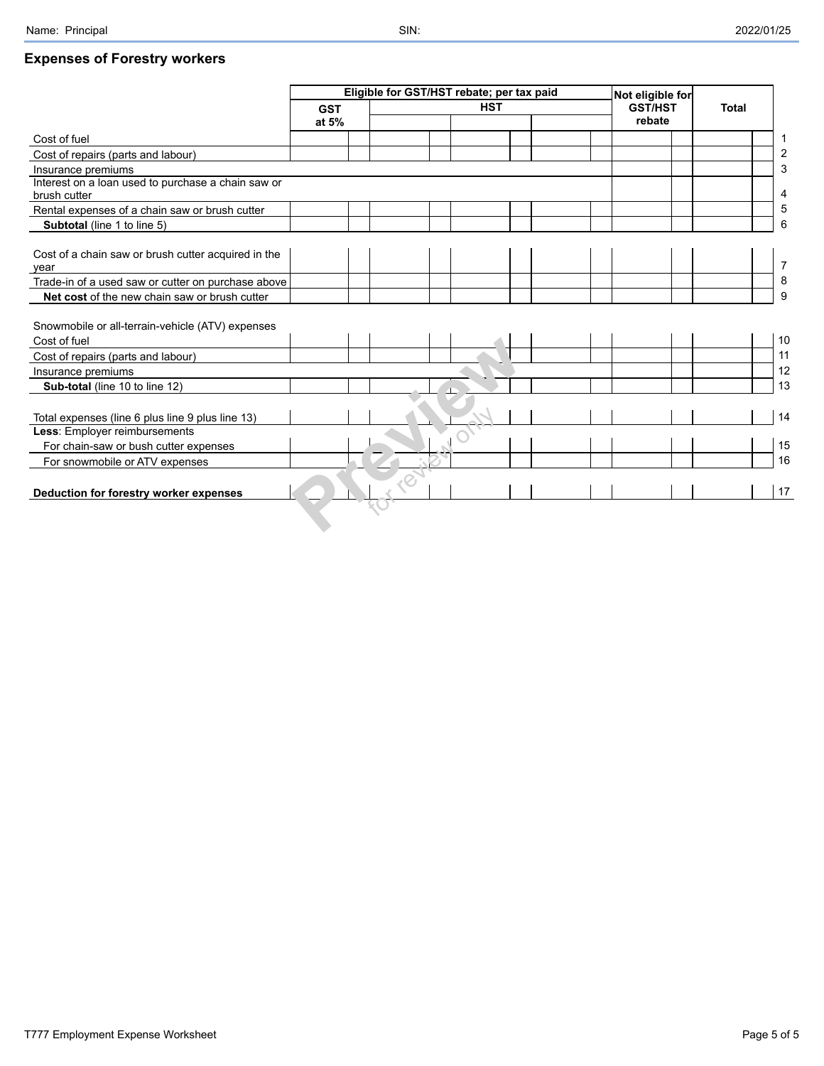Name: Principal SIN: 2022/01/25

## Expenses of Forestry workers

| | Eligible for GST/HST rebate; per tax paid | | | | Not eligible for GST/HST rebate | Total | |
|---|---|---|---|---|---|---|---|
| | GST at 5% | HST | | | | | |
| Cost of fuel | | | | | | | 1 |
| Cost of repairs (parts and labour) | | | | | | | 2 |
| Insurance premiums | | | | | | | 3 |
| Interest on a loan used to purchase a chain saw or brush cutter | | | | | | | 4 |
| Rental expenses of a chain saw or brush cutter | | | | | | | 5 |
| **Subtotal** (line 1 to line 5) | | | | | | | 6 |
| Cost of a chain saw or brush cutter acquired in the year | | | | | | | 7 |
| Trade-in of a used saw or cutter on purchase above | | | | | | | 8 |
| **Net cost** of the new chain saw or brush cutter | | | | | | | 9 |
| Snowmobile or all-terrain-vehicle (ATV) expenses | | | | | | | |
| Cost of fuel | | | | | | | 10 |
| Cost of repairs (parts and labour) | | | | | | | 11 |
| Insurance premiums | | | | | | | 12 |
| **Sub-total** (line 10 to line 12) | | | | | | | 13 |
| Total expenses (line 6 plus line 9 plus line 13) | | | | | | | 14 |
| **Less**: Employer reimbursements | | | | | | | |
| For chain-saw or bush cutter expenses | | | | | | | 15 |
| For snowmobile or ATV expenses | | | | | | | 16 |
| **Deduction for forestry worker expenses** | | | | | | | 17 |